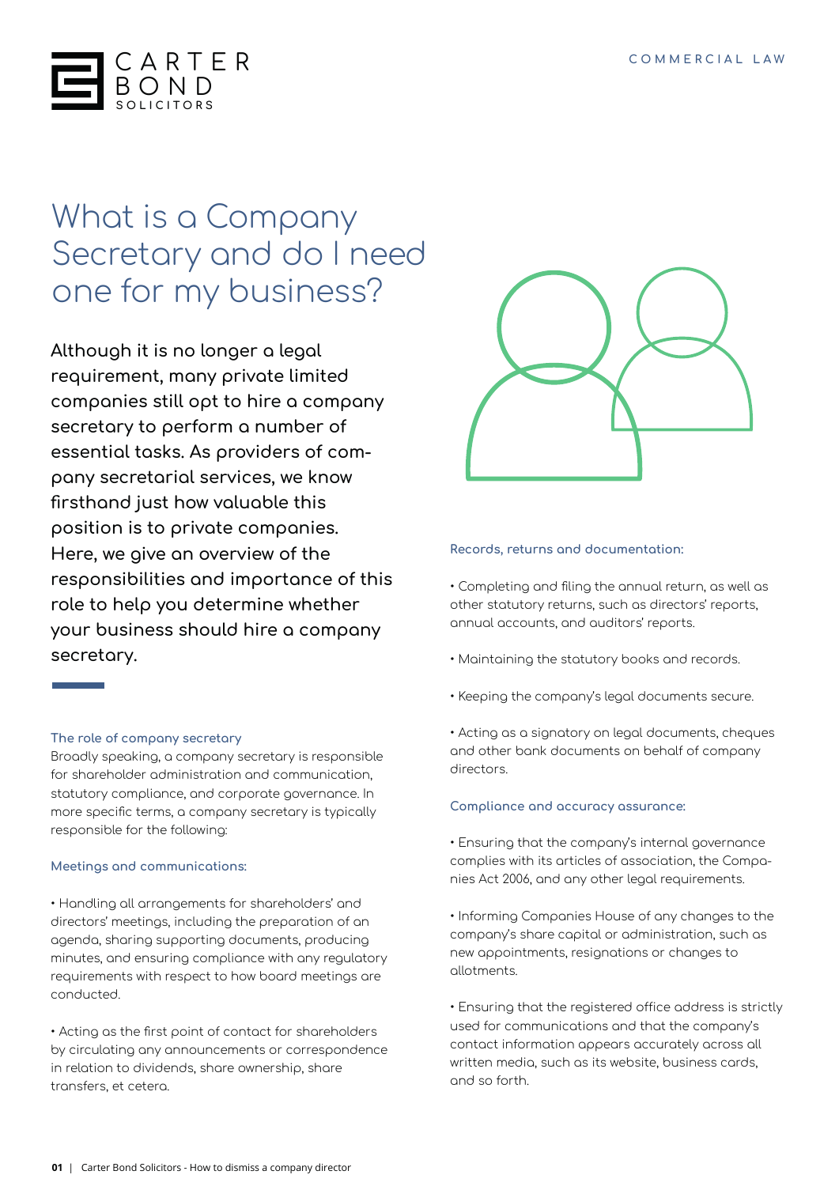# What is a Company Secretary and do I need one for my business?

**Although it is no longer a legal requirement, many private limited companies still opt to hire a company secretary to perform a number of essential tasks. As providers of company secretarial services, we know firsthand just how valuable this position is to private companies. Here, we give an overview of the responsibilities and importance of this role to help you determine whether your business should hire a company secretary.**

### The role of company secretary

Broadly speaking, a company secretary is responsible for shareholder administration and communication, statutory compliance, and corporate governance. In more specific terms, a company secretary is typically responsible for the following:

#### Meetings and communications:

- Handling all arrangements for shareholders' and directors' meetings, including the preparation of an agenda, sharing supporting documents, producing minutes, and ensuring compliance with any regulatory requirements with respect to how board meetings are conducted.

- Acting as the first point of contact for shareholders by circulating any announcements or correspondence in relation to dividends, share ownership, share transfers, et cetera.

#### Records, returns and documentation:

- Completing and filing the annual return, as well as other statutory returns, such as directors' reports, annual accounts, and auditors' reports.

- Maintaining the statutory books and records.

- Keeping the company's legal documents secure.

- Acting as a signatory on legal documents, cheques and other bank documents on behalf of company directors.

#### Compliance and accuracy assurance:

- Ensuring that the company's internal governance complies with its articles of association, the Companies Act 2006, and any other legal requirements.

- Informing Companies House of any changes to the company's share capital or administration, such as new appointments, resignations or changes to allotments.

- Ensuring that the registered office address is strictly used for communications and that the company's contact information appears accurately across all written media, such as its website, business cards, and so forth.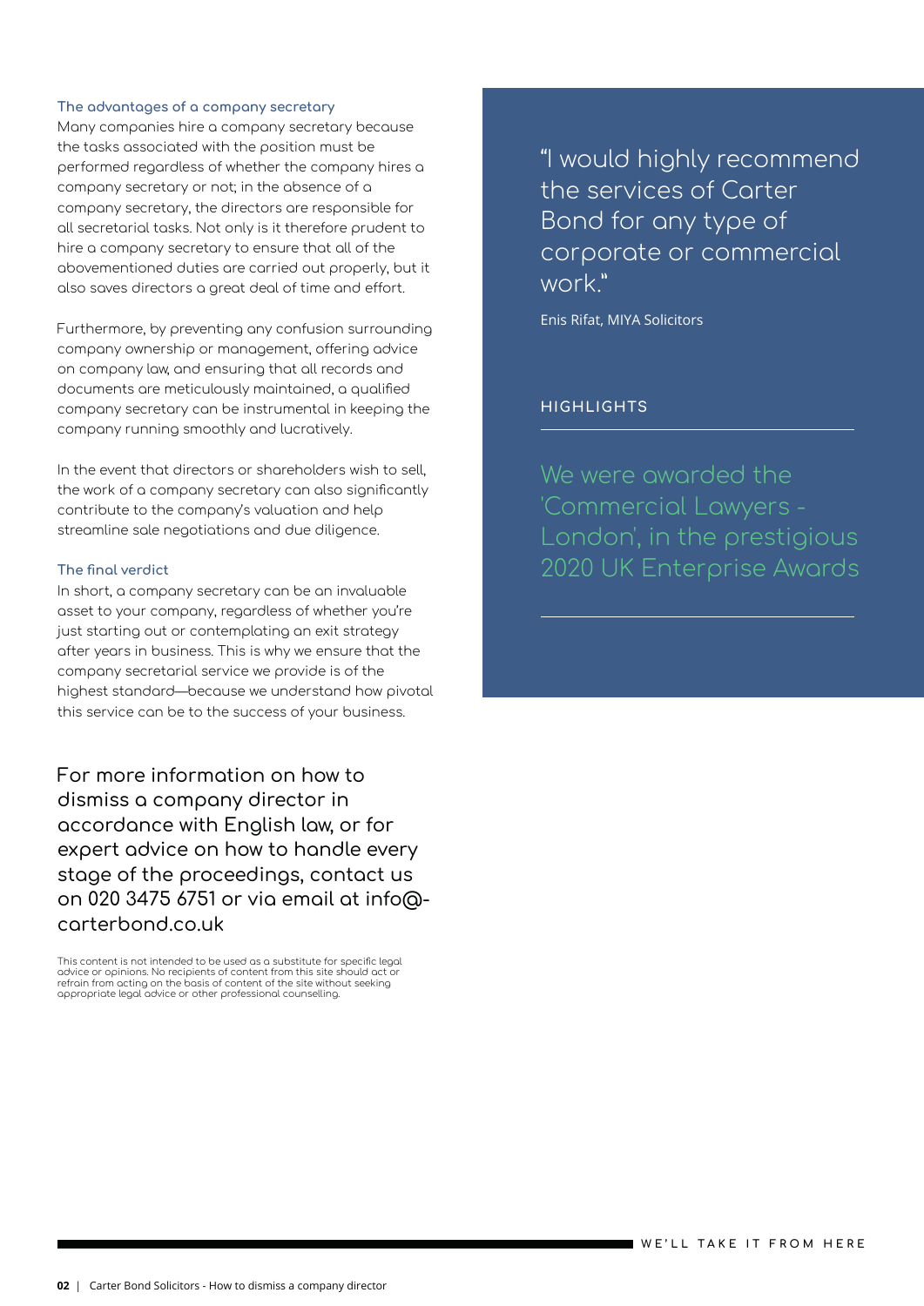### The advantages of a company secretary

Many companies hire a company secretary because the tasks associated with the position must be performed regardless of whether the company hires a company secretary or not; in the absence of a company secretary, the directors are responsible for all secretarial tasks. Not only is it therefore prudent to hire a company secretary to ensure that all of the abovementioned duties are carried out properly, but it also saves directors a great deal of time and effort.

Furthermore, by preventing any confusion surrounding company ownership or management, offering advice on company law, and ensuring that all records and documents are meticulously maintained, a qualified company secretary can be instrumental in keeping the company running smoothly and lucratively.

In the event that directors or shareholders wish to sell, the work of a company secretary can also significantly contribute to the company's valuation and help streamline sale negotiations and due diligence.

### The final verdict

In short, a company secretary can be an invaluable asset to your company, regardless of whether you're just starting out or contemplating an exit strategy after years in business. This is why we ensure that the company secretarial service we provide is of the highest standard—because we understand how pivotal this service can be to the success of your business.

For more information on how to dismiss a company director in accordance with English law, or for expert advice on how to handle every stage of the proceedings, contact us on 020 3475 6751 or via email at info@-carterbond.co.uk

This content is not intended to be used as a substitute for specific legal advice or opinions. No recipients of content from this site should act or refrain from acting on the basis of content of the site without seeking appropriate legal advice or other professional counselling.

> "I would highly recommend the services of Carter Bond for any type of corporate or commercial work."
>
> Enis Rifat, MIYA Solicitors

**HIGHLIGHTS**

We were awarded the 'Commercial Lawyers - London', in the prestigious 2020 UK Enterprise Awards

WE'LL TAKE IT FROM HERE